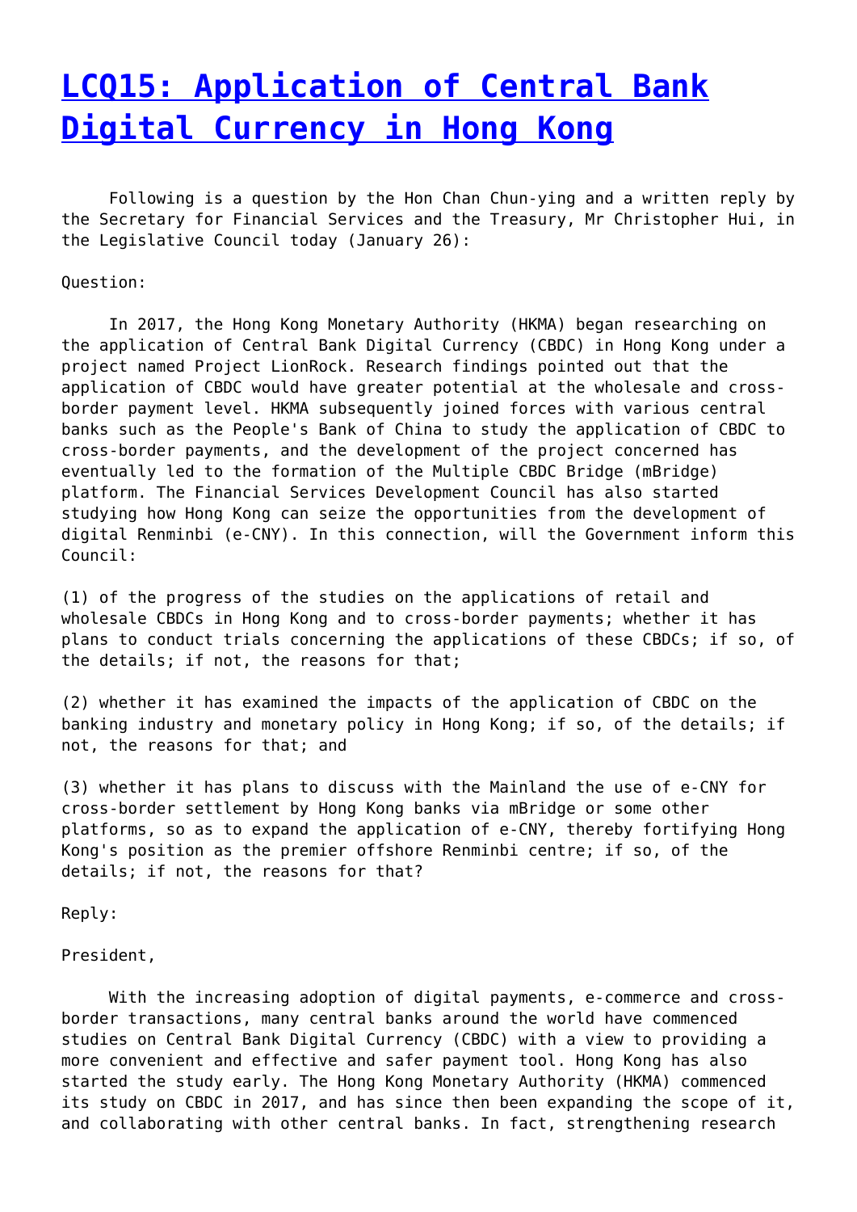# LCQ15: Application of Central Bank Digital Currency in Hong Kong

Following is a question by the Hon Chan Chun-ying and a written reply by the Secretary for Financial Services and the Treasury, Mr Christopher Hui, in the Legislative Council today (January 26):

Question:

In 2017, the Hong Kong Monetary Authority (HKMA) began researching on the application of Central Bank Digital Currency (CBDC) in Hong Kong under a project named Project LionRock. Research findings pointed out that the application of CBDC would have greater potential at the wholesale and cross-border payment level. HKMA subsequently joined forces with various central banks such as the People's Bank of China to study the application of CBDC to cross-border payments, and the development of the project concerned has eventually led to the formation of the Multiple CBDC Bridge (mBridge) platform. The Financial Services Development Council has also started studying how Hong Kong can seize the opportunities from the development of digital Renminbi (e-CNY). In this connection, will the Government inform this Council:

(1) of the progress of the studies on the applications of retail and wholesale CBDCs in Hong Kong and to cross-border payments; whether it has plans to conduct trials concerning the applications of these CBDCs; if so, of the details; if not, the reasons for that;

(2) whether it has examined the impacts of the application of CBDC on the banking industry and monetary policy in Hong Kong; if so, of the details; if not, the reasons for that; and

(3) whether it has plans to discuss with the Mainland the use of e-CNY for cross-border settlement by Hong Kong banks via mBridge or some other platforms, so as to expand the application of e-CNY, thereby fortifying Hong Kong's position as the premier offshore Renminbi centre; if so, of the details; if not, the reasons for that?

Reply:

President,

With the increasing adoption of digital payments, e-commerce and cross-border transactions, many central banks around the world have commenced studies on Central Bank Digital Currency (CBDC) with a view to providing a more convenient and effective and safer payment tool. Hong Kong has also started the study early. The Hong Kong Monetary Authority (HKMA) commenced its study on CBDC in 2017, and has since then been expanding the scope of it, and collaborating with other central banks. In fact, strengthening research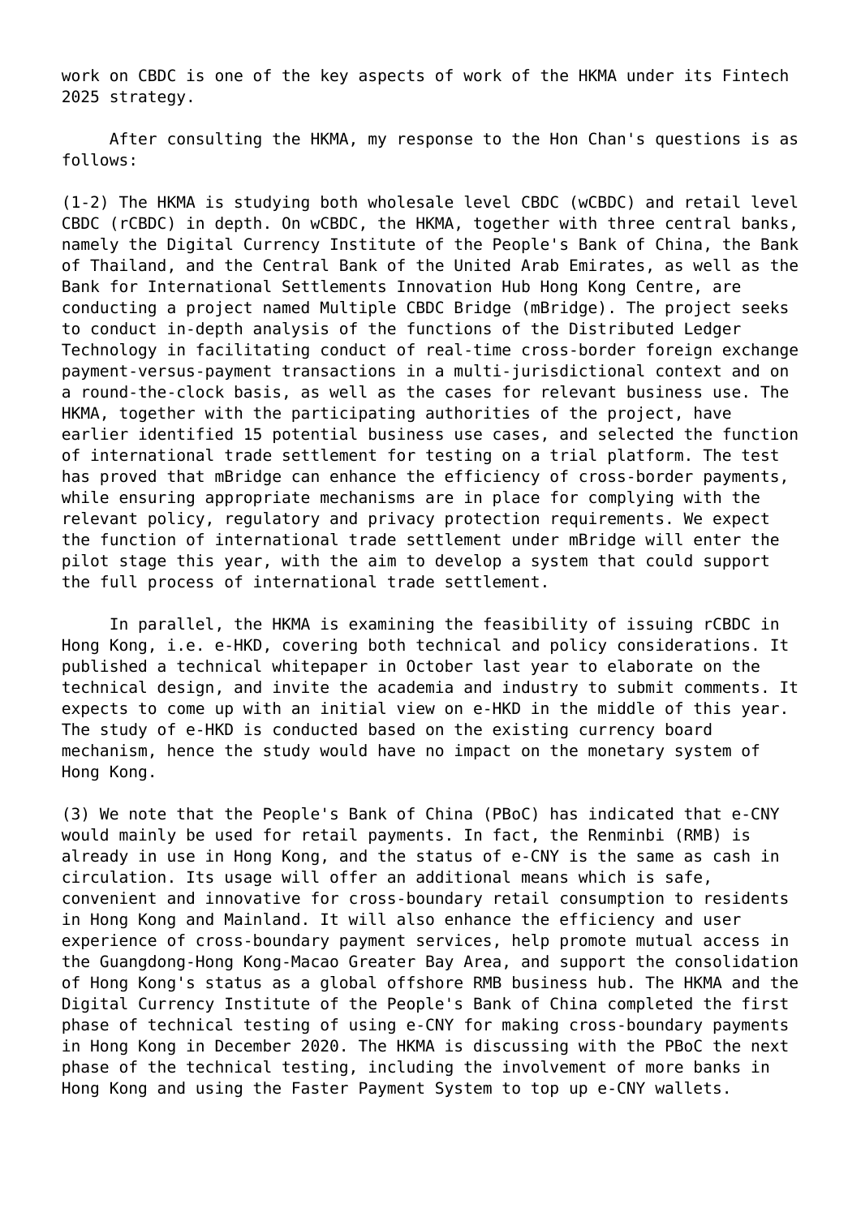work on CBDC is one of the key aspects of work of the HKMA under its Fintech 2025 strategy.

After consulting the HKMA, my response to the Hon Chan's questions is as follows:

(1-2) The HKMA is studying both wholesale level CBDC (wCBDC) and retail level CBDC (rCBDC) in depth. On wCBDC, the HKMA, together with three central banks, namely the Digital Currency Institute of the People's Bank of China, the Bank of Thailand, and the Central Bank of the United Arab Emirates, as well as the Bank for International Settlements Innovation Hub Hong Kong Centre, are conducting a project named Multiple CBDC Bridge (mBridge). The project seeks to conduct in-depth analysis of the functions of the Distributed Ledger Technology in facilitating conduct of real-time cross-border foreign exchange payment-versus-payment transactions in a multi-jurisdictional context and on a round-the-clock basis, as well as the cases for relevant business use. The HKMA, together with the participating authorities of the project, have earlier identified 15 potential business use cases, and selected the function of international trade settlement for testing on a trial platform. The test has proved that mBridge can enhance the efficiency of cross-border payments, while ensuring appropriate mechanisms are in place for complying with the relevant policy, regulatory and privacy protection requirements. We expect the function of international trade settlement under mBridge will enter the pilot stage this year, with the aim to develop a system that could support the full process of international trade settlement.

In parallel, the HKMA is examining the feasibility of issuing rCBDC in Hong Kong, i.e. e-HKD, covering both technical and policy considerations. It published a technical whitepaper in October last year to elaborate on the technical design, and invite the academia and industry to submit comments. It expects to come up with an initial view on e-HKD in the middle of this year. The study of e-HKD is conducted based on the existing currency board mechanism, hence the study would have no impact on the monetary system of Hong Kong.

(3) We note that the People's Bank of China (PBoC) has indicated that e-CNY would mainly be used for retail payments. In fact, the Renminbi (RMB) is already in use in Hong Kong, and the status of e-CNY is the same as cash in circulation. Its usage will offer an additional means which is safe, convenient and innovative for cross-boundary retail consumption to residents in Hong Kong and Mainland. It will also enhance the efficiency and user experience of cross-boundary payment services, help promote mutual access in the Guangdong-Hong Kong-Macao Greater Bay Area, and support the consolidation of Hong Kong's status as a global offshore RMB business hub. The HKMA and the Digital Currency Institute of the People's Bank of China completed the first phase of technical testing of using e-CNY for making cross-boundary payments in Hong Kong in December 2020. The HKMA is discussing with the PBoC the next phase of the technical testing, including the involvement of more banks in Hong Kong and using the Faster Payment System to top up e-CNY wallets.